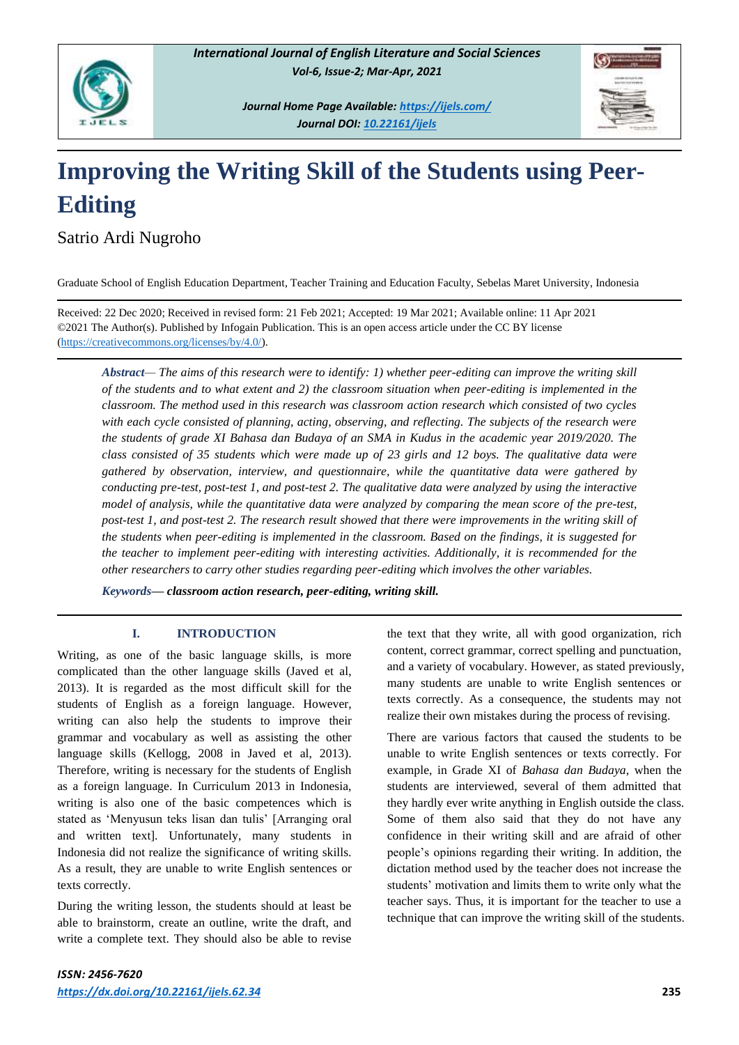# Improving the Writing Skill of the Students using Peer-Editing

Satrio Ardi Nugroho

Graduate School of English Education Department, Teacher Training and Education Faculty, Sebelas Maret University, Indonesia

Received: 22 Dec 2020; Received in revised form: 21 Feb 2021; Accepted: 19 Mar 2021; Available online: 11 Apr 2021
©2021 The Author(s). Published by Infogain Publication. This is an open access article under the CC BY license (https://creativecommons.org/licenses/by/4.0/).

***Abstract*— *The aims of this research were to identify: 1) whether peer-editing can improve the writing skill of the students and to what extent and 2) the classroom situation when peer-editing is implemented in the classroom. The method used in this research was classroom action research which consisted of two cycles with each cycle consisted of planning, acting, observing, and reflecting. The subjects of the research were the students of grade XI Bahasa dan Budaya of an SMA in Kudus in the academic year 2019/2020. The class consisted of 35 students which were made up of 23 girls and 12 boys. The qualitative data were gathered by observation, interview, and questionnaire, while the quantitative data were gathered by conducting pre-test, post-test 1, and post-test 2. The qualitative data were analyzed by using the interactive model of analysis, while the quantitative data were analyzed by comparing the mean score of the pre-test, post-test 1, and post-test 2. The research result showed that there were improvements in the writing skill of the students when peer-editing is implemented in the classroom. Based on the findings, it is suggested for the teacher to implement peer-editing with interesting activities. Additionally, it is recommended for the other researchers to carry other studies regarding peer-editing which involves the other variables.*

***Keywords*— *classroom action research, peer-editing, writing skill.***

## I. INTRODUCTION

Writing, as one of the basic language skills, is more complicated than the other language skills (Javed et al, 2013). It is regarded as the most difficult skill for the students of English as a foreign language. However, writing can also help the students to improve their grammar and vocabulary as well as assisting the other language skills (Kellogg, 2008 in Javed et al, 2013). Therefore, writing is necessary for the students of English as a foreign language. In Curriculum 2013 in Indonesia, writing is also one of the basic competences which is stated as 'Menyusun teks lisan dan tulis' [Arranging oral and written text]. Unfortunately, many students in Indonesia did not realize the significance of writing skills. As a result, they are unable to write English sentences or texts correctly.

During the writing lesson, the students should at least be able to brainstorm, create an outline, write the draft, and write a complete text. They should also be able to revise the text that they write, all with good organization, rich content, correct grammar, correct spelling and punctuation, and a variety of vocabulary. However, as stated previously, many students are unable to write English sentences or texts correctly. As a consequence, the students may not realize their own mistakes during the process of revising.

There are various factors that caused the students to be unable to write English sentences or texts correctly. For example, in Grade XI of *Bahasa dan Budaya*, when the students are interviewed, several of them admitted that they hardly ever write anything in English outside the class. Some of them also said that they do not have any confidence in their writing skill and are afraid of other people's opinions regarding their writing. In addition, the dictation method used by the teacher does not increase the students' motivation and limits them to write only what the teacher says. Thus, it is important for the teacher to use a technique that can improve the writing skill of the students.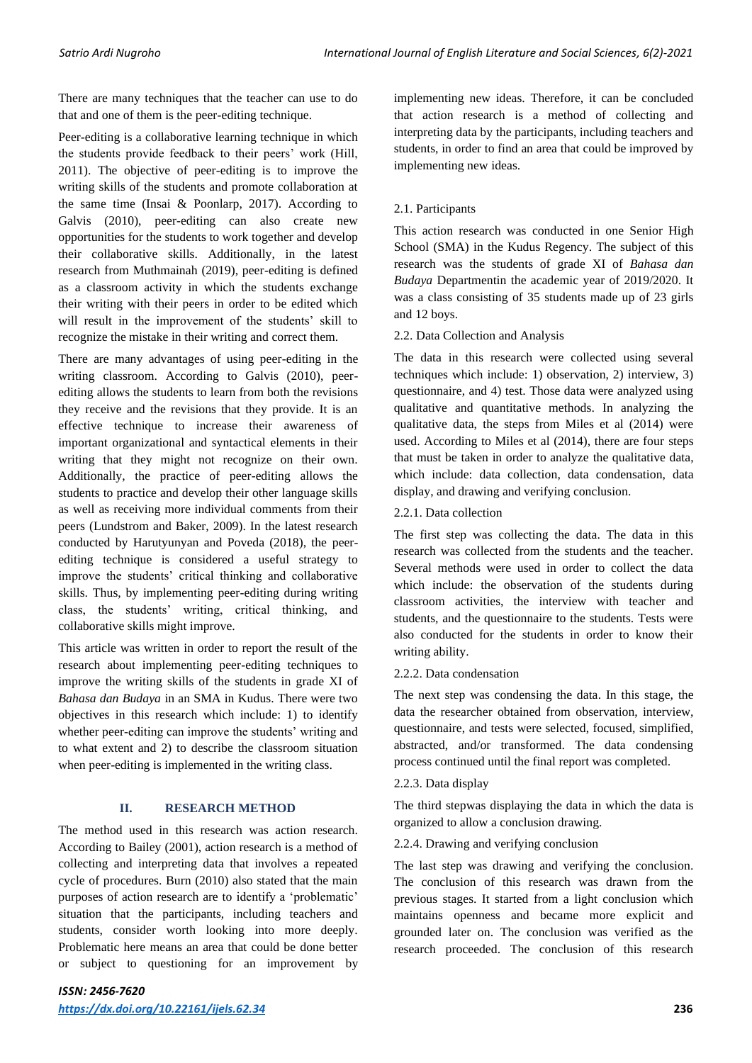There are many techniques that the teacher can use to do that and one of them is the peer-editing technique.

Peer-editing is a collaborative learning technique in which the students provide feedback to their peers' work (Hill, 2011). The objective of peer-editing is to improve the writing skills of the students and promote collaboration at the same time (Insai & Poonlarp, 2017). According to Galvis (2010), peer-editing can also create new opportunities for the students to work together and develop their collaborative skills. Additionally, in the latest research from Muthmainah (2019), peer-editing is defined as a classroom activity in which the students exchange their writing with their peers in order to be edited which will result in the improvement of the students' skill to recognize the mistake in their writing and correct them.

There are many advantages of using peer-editing in the writing classroom. According to Galvis (2010), peer-editing allows the students to learn from both the revisions they receive and the revisions that they provide. It is an effective technique to increase their awareness of important organizational and syntactical elements in their writing that they might not recognize on their own. Additionally, the practice of peer-editing allows the students to practice and develop their other language skills as well as receiving more individual comments from their peers (Lundstrom and Baker, 2009). In the latest research conducted by Harutyunyan and Poveda (2018), the peer-editing technique is considered a useful strategy to improve the students' critical thinking and collaborative skills. Thus, by implementing peer-editing during writing class, the students' writing, critical thinking, and collaborative skills might improve.

This article was written in order to report the result of the research about implementing peer-editing techniques to improve the writing skills of the students in grade XI of *Bahasa dan Budaya* in an SMA in Kudus. There were two objectives in this research which include: 1) to identify whether peer-editing can improve the students' writing and to what extent and 2) to describe the classroom situation when peer-editing is implemented in the writing class.

## II. RESEARCH METHOD

The method used in this research was action research. According to Bailey (2001), action research is a method of collecting and interpreting data that involves a repeated cycle of procedures. Burn (2010) also stated that the main purposes of action research are to identify a 'problematic' situation that the participants, including teachers and students, consider worth looking into more deeply. Problematic here means an area that could be done better or subject to questioning for an improvement by implementing new ideas. Therefore, it can be concluded that action research is a method of collecting and interpreting data by the participants, including teachers and students, in order to find an area that could be improved by implementing new ideas.

### 2.1. Participants

This action research was conducted in one Senior High School (SMA) in the Kudus Regency. The subject of this research was the students of grade XI of *Bahasa dan Budaya* Departmentin the academic year of 2019/2020. It was a class consisting of 35 students made up of 23 girls and 12 boys.

### 2.2. Data Collection and Analysis

The data in this research were collected using several techniques which include: 1) observation, 2) interview, 3) questionnaire, and 4) test. Those data were analyzed using qualitative and quantitative methods. In analyzing the qualitative data, the steps from Miles et al (2014) were used. According to Miles et al (2014), there are four steps that must be taken in order to analyze the qualitative data, which include: data collection, data condensation, data display, and drawing and verifying conclusion.

#### 2.2.1. Data collection

The first step was collecting the data. The data in this research was collected from the students and the teacher. Several methods were used in order to collect the data which include: the observation of the students during classroom activities, the interview with teacher and students, and the questionnaire to the students. Tests were also conducted for the students in order to know their writing ability.

#### 2.2.2. Data condensation

The next step was condensing the data. In this stage, the data the researcher obtained from observation, interview, questionnaire, and tests were selected, focused, simplified, abstracted, and/or transformed. The data condensing process continued until the final report was completed.

#### 2.2.3. Data display

The third stepwas displaying the data in which the data is organized to allow a conclusion drawing.

#### 2.2.4. Drawing and verifying conclusion

The last step was drawing and verifying the conclusion. The conclusion of this research was drawn from the previous stages. It started from a light conclusion which maintains openness and became more explicit and grounded later on. The conclusion was verified as the research proceeded. The conclusion of this research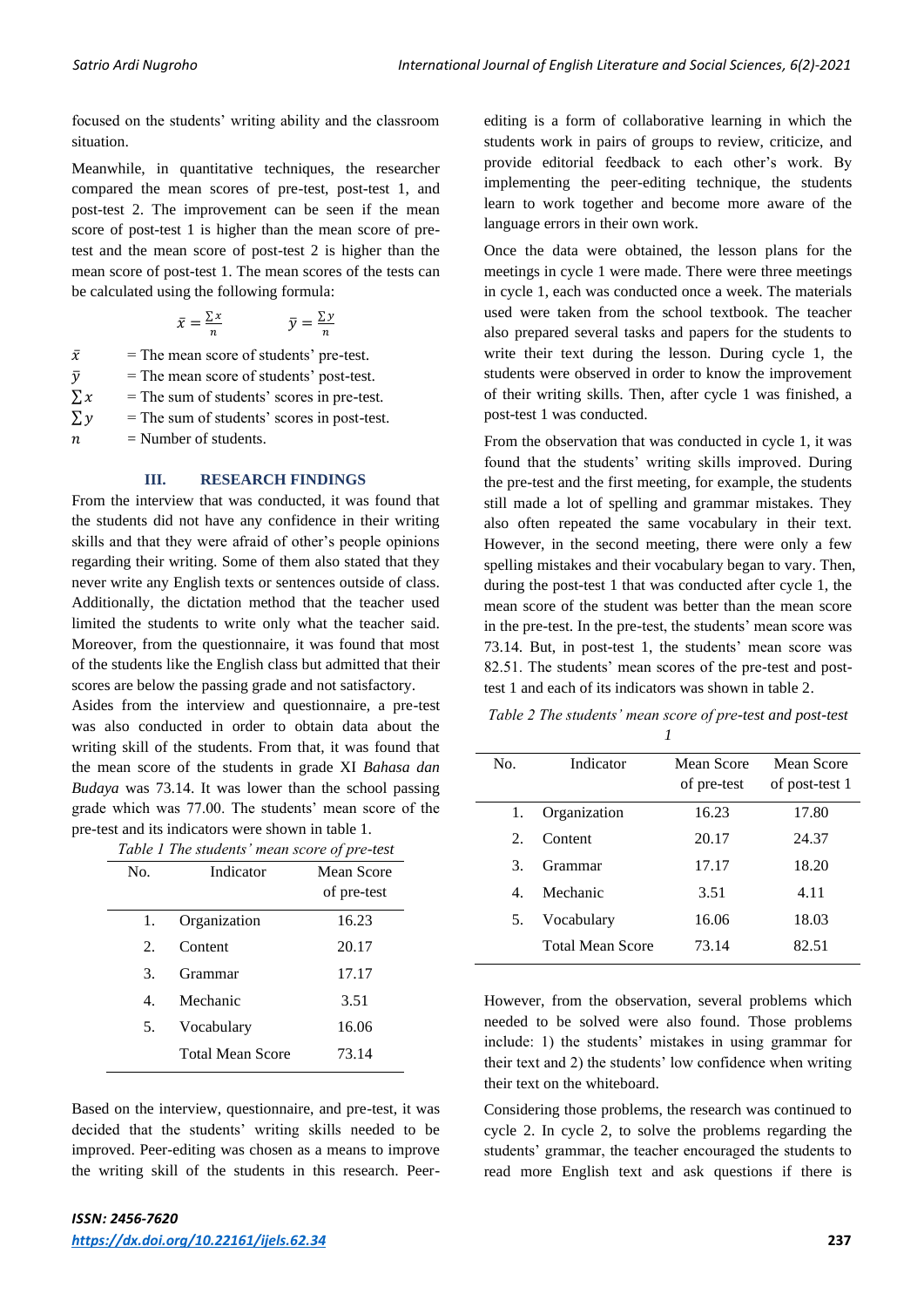focused on the students' writing ability and the classroom situation.

Meanwhile, in quantitative techniques, the researcher compared the mean scores of pre-test, post-test 1, and post-test 2. The improvement can be seen if the mean score of post-test 1 is higher than the mean score of pre-test and the mean score of post-test 2 is higher than the mean score of post-test 1. The mean scores of the tests can be calculated using the following formula:

$$\bar{x} = \frac{\sum x}{n} \qquad \bar{y} = \frac{\sum y}{n}$$

$\bar{x}$ = The mean score of students' pre-test.
$\bar{y}$ = The mean score of students' post-test.
$\sum x$ = The sum of students' scores in pre-test.
$\sum y$ = The sum of students' scores in post-test.
$n$ = Number of students.

## III. RESEARCH FINDINGS

From the interview that was conducted, it was found that the students did not have any confidence in their writing skills and that they were afraid of other's people opinions regarding their writing. Some of them also stated that they never write any English texts or sentences outside of class. Additionally, the dictation method that the teacher used limited the students to write only what the teacher said. Moreover, from the questionnaire, it was found that most of the students like the English class but admitted that their scores are below the passing grade and not satisfactory.

Asides from the interview and questionnaire, a pre-test was also conducted in order to obtain data about the writing skill of the students. From that, it was found that the mean score of the students in grade XI *Bahasa dan Budaya* was 73.14. It was lower than the school passing grade which was 77.00. The students' mean score of the pre-test and its indicators were shown in table 1.

*Table 1 The students' mean score of pre-test*

| No. | Indicator | Mean Score of pre-test |
|---|---|---|
| 1. | Organization | 16.23 |
| 2. | Content | 20.17 |
| 3. | Grammar | 17.17 |
| 4. | Mechanic | 3.51 |
| 5. | Vocabulary | 16.06 |
| | Total Mean Score | 73.14 |

Based on the interview, questionnaire, and pre-test, it was decided that the students' writing skills needed to be improved. Peer-editing was chosen as a means to improve the writing skill of the students in this research. Peer-editing is a form of collaborative learning in which the students work in pairs of groups to review, criticize, and provide editorial feedback to each other's work. By implementing the peer-editing technique, the students learn to work together and become more aware of the language errors in their own work.

Once the data were obtained, the lesson plans for the meetings in cycle 1 were made. There were three meetings in cycle 1, each was conducted once a week. The materials used were taken from the school textbook. The teacher also prepared several tasks and papers for the students to write their text during the lesson. During cycle 1, the students were observed in order to know the improvement of their writing skills. Then, after cycle 1 was finished, a post-test 1 was conducted.

From the observation that was conducted in cycle 1, it was found that the students' writing skills improved. During the pre-test and the first meeting, for example, the students still made a lot of spelling and grammar mistakes. They also often repeated the same vocabulary in their text. However, in the second meeting, there were only a few spelling mistakes and their vocabulary began to vary. Then, during the post-test 1 that was conducted after cycle 1, the mean score of the student was better than the mean score in the pre-test. In the pre-test, the students' mean score was 73.14. But, in post-test 1, the students' mean score was 82.51. The students' mean scores of the pre-test and post-test 1 and each of its indicators was shown in table 2.

*Table 2 The students' mean score of pre-test and post-test 1*

| No. | Indicator | Mean Score of pre-test | Mean Score of post-test 1 |
|---|---|---|---|
| 1. | Organization | 16.23 | 17.80 |
| 2. | Content | 20.17 | 24.37 |
| 3. | Grammar | 17.17 | 18.20 |
| 4. | Mechanic | 3.51 | 4.11 |
| 5. | Vocabulary | 16.06 | 18.03 |
| | Total Mean Score | 73.14 | 82.51 |

However, from the observation, several problems which needed to be solved were also found. Those problems include: 1) the students' mistakes in using grammar for their text and 2) the students' low confidence when writing their text on the whiteboard.

Considering those problems, the research was continued to cycle 2. In cycle 2, to solve the problems regarding the students' grammar, the teacher encouraged the students to read more English text and ask questions if there is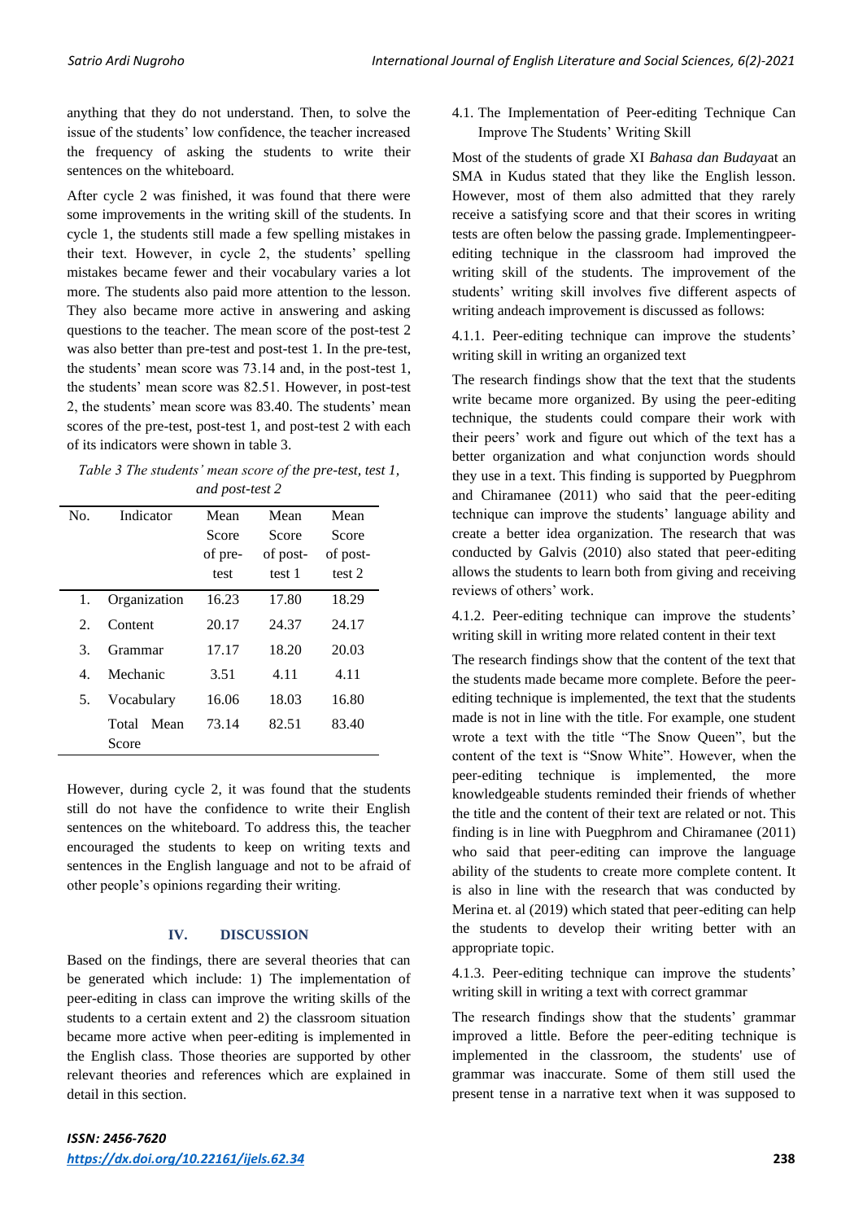anything that they do not understand. Then, to solve the issue of the students' low confidence, the teacher increased the frequency of asking the students to write their sentences on the whiteboard.

After cycle 2 was finished, it was found that there were some improvements in the writing skill of the students. In cycle 1, the students still made a few spelling mistakes in their text. However, in cycle 2, the students' spelling mistakes became fewer and their vocabulary varies a lot more. The students also paid more attention to the lesson. They also became more active in answering and asking questions to the teacher. The mean score of the post-test 2 was also better than pre-test and post-test 1. In the pre-test, the students' mean score was 73.14 and, in the post-test 1, the students' mean score was 82.51. However, in post-test 2, the students' mean score was 83.40. The students' mean scores of the pre-test, post-test 1, and post-test 2 with each of its indicators were shown in table 3.

*Table 3 The students' mean score of the pre-test, test 1, and post-test 2*

| No. | Indicator | Mean Score of pre-test | Mean Score of post-test 1 | Mean Score of post-test 2 |
|---|---|---|---|---|
| 1. | Organization | 16.23 | 17.80 | 18.29 |
| 2. | Content | 20.17 | 24.37 | 24.17 |
| 3. | Grammar | 17.17 | 18.20 | 20.03 |
| 4. | Mechanic | 3.51 | 4.11 | 4.11 |
| 5. | Vocabulary | 16.06 | 18.03 | 16.80 |
| | Total Mean Score | 73.14 | 82.51 | 83.40 |

However, during cycle 2, it was found that the students still do not have the confidence to write their English sentences on the whiteboard. To address this, the teacher encouraged the students to keep on writing texts and sentences in the English language and not to be afraid of other people's opinions regarding their writing.

## IV. DISCUSSION

Based on the findings, there are several theories that can be generated which include: 1) The implementation of peer-editing in class can improve the writing skills of the students to a certain extent and 2) the classroom situation became more active when peer-editing is implemented in the English class. Those theories are supported by other relevant theories and references which are explained in detail in this section.

### 4.1. The Implementation of Peer-editing Technique Can Improve The Students' Writing Skill

Most of the students of grade XI *Bahasa dan Budaya*at an SMA in Kudus stated that they like the English lesson. However, most of them also admitted that they rarely receive a satisfying score and that their scores in writing tests are often below the passing grade. Implementingpeer-editing technique in the classroom had improved the writing skill of the students. The improvement of the students' writing skill involves five different aspects of writing andeach improvement is discussed as follows:

#### 4.1.1. Peer-editing technique can improve the students' writing skill in writing an organized text

The research findings show that the text that the students write became more organized. By using the peer-editing technique, the students could compare their work with their peers' work and figure out which of the text has a better organization and what conjunction words should they use in a text. This finding is supported by Puegphrom and Chiramanee (2011) who said that the peer-editing technique can improve the students' language ability and create a better idea organization. The research that was conducted by Galvis (2010) also stated that peer-editing allows the students to learn both from giving and receiving reviews of others' work.

#### 4.1.2. Peer-editing technique can improve the students' writing skill in writing more related content in their text

The research findings show that the content of the text that the students made became more complete. Before the peer-editing technique is implemented, the text that the students made is not in line with the title. For example, one student wrote a text with the title "The Snow Queen", but the content of the text is "Snow White". However, when the peer-editing technique is implemented, the more knowledgeable students reminded their friends of whether the title and the content of their text are related or not. This finding is in line with Puegphrom and Chiramanee (2011) who said that peer-editing can improve the language ability of the students to create more complete content. It is also in line with the research that was conducted by Merina et. al (2019) which stated that peer-editing can help the students to develop their writing better with an appropriate topic.

#### 4.1.3. Peer-editing technique can improve the students' writing skill in writing a text with correct grammar

The research findings show that the students' grammar improved a little. Before the peer-editing technique is implemented in the classroom, the students' use of grammar was inaccurate. Some of them still used the present tense in a narrative text when it was supposed to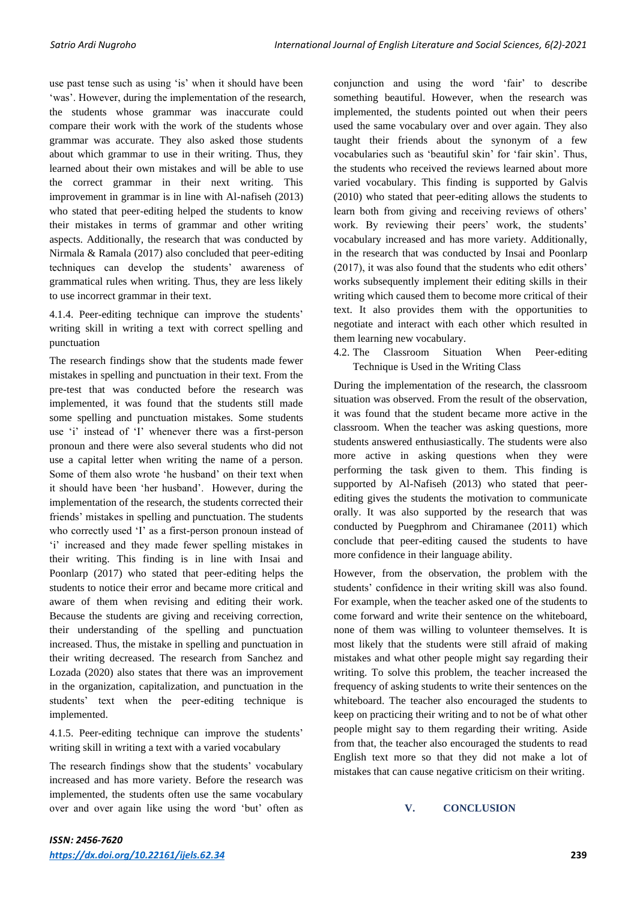use past tense such as using 'is' when it should have been 'was'. However, during the implementation of the research, the students whose grammar was inaccurate could compare their work with the work of the students whose grammar was accurate. They also asked those students about which grammar to use in their writing. Thus, they learned about their own mistakes and will be able to use the correct grammar in their next writing. This improvement in grammar is in line with Al-nafiseh (2013) who stated that peer-editing helped the students to know their mistakes in terms of grammar and other writing aspects. Additionally, the research that was conducted by Nirmala & Ramala (2017) also concluded that peer-editing techniques can develop the students' awareness of grammatical rules when writing. Thus, they are less likely to use incorrect grammar in their text.

### 4.1.4. Peer-editing technique can improve the students' writing skill in writing a text with correct spelling and punctuation

The research findings show that the students made fewer mistakes in spelling and punctuation in their text. From the pre-test that was conducted before the research was implemented, it was found that the students still made some spelling and punctuation mistakes. Some students use 'i' instead of 'I' whenever there was a first-person pronoun and there were also several students who did not use a capital letter when writing the name of a person. Some of them also wrote 'he husband' on their text when it should have been 'her husband'. However, during the implementation of the research, the students corrected their friends' mistakes in spelling and punctuation. The students who correctly used 'I' as a first-person pronoun instead of 'i' increased and they made fewer spelling mistakes in their writing. This finding is in line with Insai and Poonlarp (2017) who stated that peer-editing helps the students to notice their error and became more critical and aware of them when revising and editing their work. Because the students are giving and receiving correction, their understanding of the spelling and punctuation increased. Thus, the mistake in spelling and punctuation in their writing decreased. The research from Sanchez and Lozada (2020) also states that there was an improvement in the organization, capitalization, and punctuation in the students' text when the peer-editing technique is implemented.

### 4.1.5. Peer-editing technique can improve the students' writing skill in writing a text with a varied vocabulary

The research findings show that the students' vocabulary increased and has more variety. Before the research was implemented, the students often use the same vocabulary over and over again like using the word 'but' often as conjunction and using the word 'fair' to describe something beautiful. However, when the research was implemented, the students pointed out when their peers used the same vocabulary over and over again. They also taught their friends about the synonym of a few vocabularies such as 'beautiful skin' for 'fair skin'. Thus, the students who received the reviews learned about more varied vocabulary. This finding is supported by Galvis (2010) who stated that peer-editing allows the students to learn both from giving and receiving reviews of others' work. By reviewing their peers' work, the students' vocabulary increased and has more variety. Additionally, in the research that was conducted by Insai and Poonlarp (2017), it was also found that the students who edit others' works subsequently implement their editing skills in their writing which caused them to become more critical of their text. It also provides them with the opportunities to negotiate and interact with each other which resulted in them learning new vocabulary.

## 4.2. The Classroom Situation When Peer-editing Technique is Used in the Writing Class

During the implementation of the research, the classroom situation was observed. From the result of the observation, it was found that the student became more active in the classroom. When the teacher was asking questions, more students answered enthusiastically. The students were also more active in asking questions when they were performing the task given to them. This finding is supported by Al-Nafiseh (2013) who stated that peer-editing gives the students the motivation to communicate orally. It was also supported by the research that was conducted by Puegphrom and Chiramanee (2011) which conclude that peer-editing caused the students to have more confidence in their language ability.

However, from the observation, the problem with the students' confidence in their writing skill was also found. For example, when the teacher asked one of the students to come forward and write their sentence on the whiteboard, none of them was willing to volunteer themselves. It is most likely that the students were still afraid of making mistakes and what other people might say regarding their writing. To solve this problem, the teacher increased the frequency of asking students to write their sentences on the whiteboard. The teacher also encouraged the students to keep on practicing their writing and to not be of what other people might say to them regarding their writing. Aside from that, the teacher also encouraged the students to read English text more so that they did not make a lot of mistakes that can cause negative criticism on their writing.

# V. CONCLUSION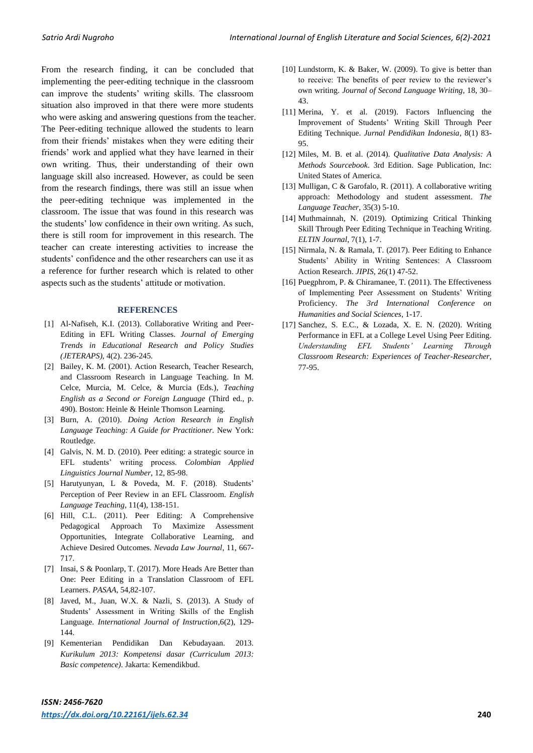From the research finding, it can be concluded that implementing the peer-editing technique in the classroom can improve the students' writing skills. The classroom situation also improved in that there were more students who were asking and answering questions from the teacher. The Peer-editing technique allowed the students to learn from their friends' mistakes when they were editing their friends' work and applied what they have learned in their own writing. Thus, their understanding of their own language skill also increased. However, as could be seen from the research findings, there was still an issue when the peer-editing technique was implemented in the classroom. The issue that was found in this research was the students' low confidence in their own writing. As such, there is still room for improvement in this research. The teacher can create interesting activities to increase the students' confidence and the other researchers can use it as a reference for further research which is related to other aspects such as the students' attitude or motivation.

## REFERENCES

[1] Al-Nafiseh, K.I. (2013). Collaborative Writing and Peer-Editing in EFL Writing Classes. *Journal of Emerging Trends in Educational Research and Policy Studies (JETERAPS)*, 4(2). 236-245.

[2] Bailey, K. M. (2001). Action Research, Teacher Research, and Classroom Research in Language Teaching. In M. Celce, Murcia, M. Celce, & Murcia (Eds.), *Teaching English as a Second or Foreign Language* (Third ed., p. 490). Boston: Heinle & Heinle Thomson Learning.

[3] Burn, A. (2010). *Doing Action Research in English Language Teaching: A Guide for Practitioner.* New York: Routledge.

[4] Galvis, N. M. D. (2010). Peer editing: a strategic source in EFL students' writing process. *Colombian Applied Linguistics Journal Number*, 12, 85-98.

[5] Harutyunyan, L & Poveda, M. F. (2018). Students' Perception of Peer Review in an EFL Classroom. *English Language Teaching*, 11(4), 138-151.

[6] Hill, C.L. (2011). Peer Editing: A Comprehensive Pedagogical Approach To Maximize Assessment Opportunities, Integrate Collaborative Learning, and Achieve Desired Outcomes. *Nevada Law Journal*, 11, 667-717.

[7] Insai, S & Poonlarp, T. (2017). More Heads Are Better than One: Peer Editing in a Translation Classroom of EFL Learners. *PASAA*, 54,82-107.

[8] Javed, M., Juan, W.X. & Nazli, S. (2013). A Study of Students' Assessment in Writing Skills of the English Language. *International Journal of Instruction*,6(2), 129-144.

[9] Kementerian Pendidikan Dan Kebudayaan. 2013. *Kurikulum 2013: Kompetensi dasar (Curriculum 2013: Basic competence)*. Jakarta: Kemendikbud.

[10] Lundstorm, K. & Baker, W. (2009). To give is better than to receive: The benefits of peer review to the reviewer's own writing. *Journal of Second Language Writing*, 18, 30–43.

[11] Merina, Y. et al. (2019). Factors Influencing the Improvement of Students' Writing Skill Through Peer Editing Technique. *Jurnal Pendidikan Indonesia*, 8(1) 83-95.

[12] Miles, M. B. et al. (2014). *Qualitative Data Analysis: A Methods Sourcebook*. 3rd Edition. Sage Publication, Inc: United States of America.

[13] Mulligan, C & Garofalo, R. (2011). A collaborative writing approach: Methodology and student assessment. *The Language Teacher*, 35(3) 5-10.

[14] Muthmainnah, N. (2019). Optimizing Critical Thinking Skill Through Peer Editing Technique in Teaching Writing. *ELTIN Journal*, 7(1), 1-7.

[15] Nirmala, N. & Ramala, T. (2017). Peer Editing to Enhance Students' Ability in Writing Sentences: A Classroom Action Research. *JIPIS*, 26(1) 47-52.

[16] Puegphrom, P. & Chiramanee, T. (2011). The Effectiveness of Implementing Peer Assessment on Students' Writing Proficiency. *The 3rd International Conference on Humanities and Social Sciences*, 1-17.

[17] Sanchez, S. E.C., & Lozada, X. E. N. (2020). Writing Performance in EFL at a College Level Using Peer Editing. *Understanding EFL Students' Learning Through Classroom Research: Experiences of Teacher-Researcher*, 77-95.